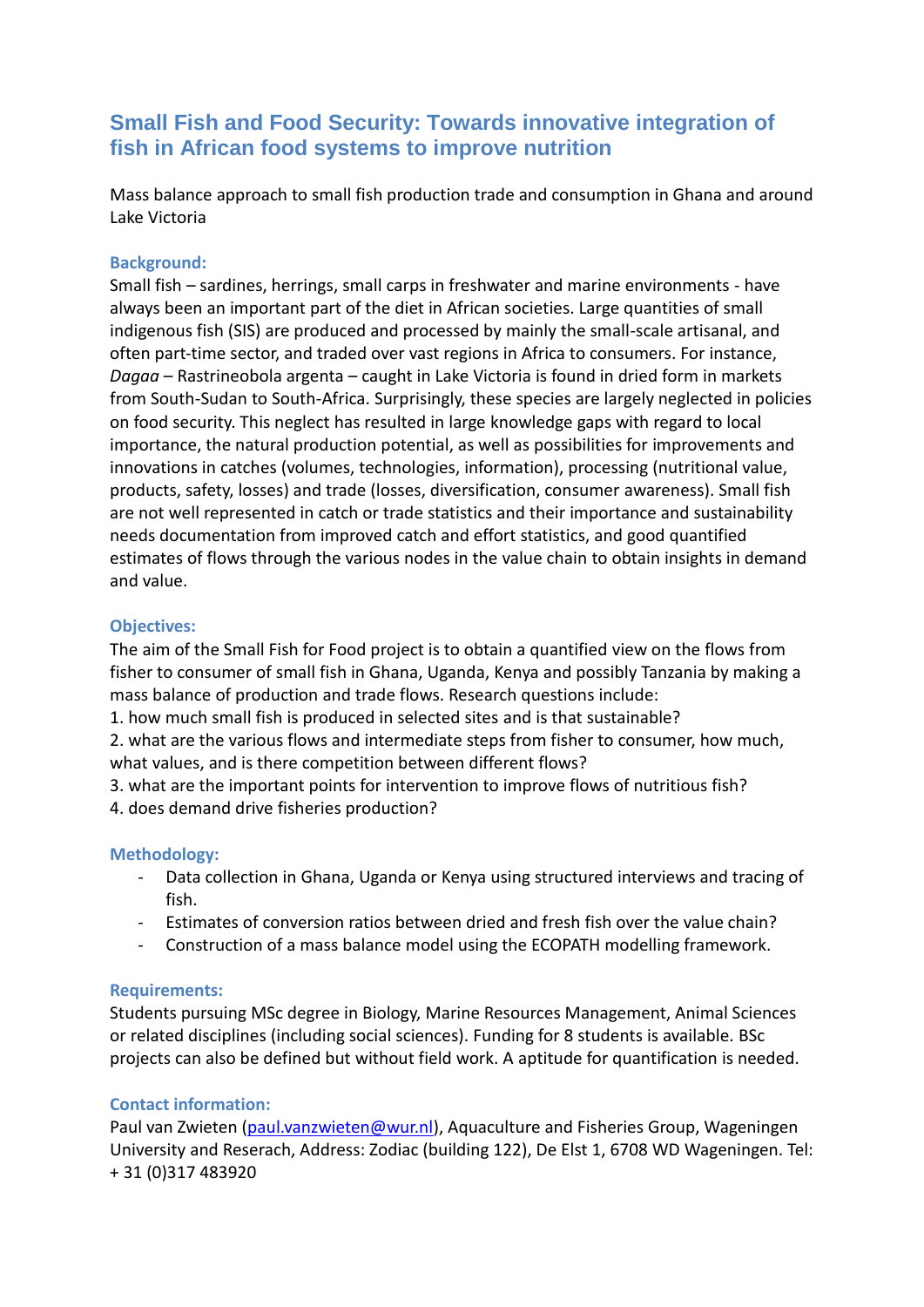# Small Fish and Food Security: Towards innovative integration of fish in African food systems to improve nutrition

Mass balance approach to small fish production trade and consumption in Ghana and around Lake Victoria

## Background:

Small fish – sardines, herrings, small carps in freshwater and marine environments - have always been an important part of the diet in African societies. Large quantities of small indigenous fish (SIS) are produced and processed by mainly the small-scale artisanal, and often part-time sector, and traded over vast regions in Africa to consumers. For instance, *Dagaa* – Rastrineobola argenta – caught in Lake Victoria is found in dried form in markets from South-Sudan to South-Africa. Surprisingly, these species are largely neglected in policies on food security. This neglect has resulted in large knowledge gaps with regard to local importance, the natural production potential, as well as possibilities for improvements and innovations in catches (volumes, technologies, information), processing (nutritional value, products, safety, losses) and trade (losses, diversification, consumer awareness). Small fish are not well represented in catch or trade statistics and their importance and sustainability needs documentation from improved catch and effort statistics, and good quantified estimates of flows through the various nodes in the value chain to obtain insights in demand and value.

## Objectives:

The aim of the Small Fish for Food project is to obtain a quantified view on the flows from fisher to consumer of small fish in Ghana, Uganda, Kenya and possibly Tanzania by making a mass balance of production and trade flows. Research questions include:

1. how much small fish is produced in selected sites and is that sustainable?
2. what are the various flows and intermediate steps from fisher to consumer, how much, what values, and is there competition between different flows?
3. what are the important points for intervention to improve flows of nutritious fish?
4. does demand drive fisheries production?

## Methodology:

- Data collection in Ghana, Uganda or Kenya using structured interviews and tracing of fish.
- Estimates of conversion ratios between dried and fresh fish over the value chain?
- Construction of a mass balance model using the ECOPATH modelling framework.

## Requirements:

Students pursuing MSc degree in Biology, Marine Resources Management, Animal Sciences or related disciplines (including social sciences). Funding for 8 students is available. BSc projects can also be defined but without field work. A aptitude for quantification is needed.

## Contact information:

Paul van Zwieten (paul.vanzwieten@wur.nl), Aquaculture and Fisheries Group, Wageningen University and Reserach, Address: Zodiac (building 122), De Elst 1, 6708 WD Wageningen. Tel: + 31 (0)317 483920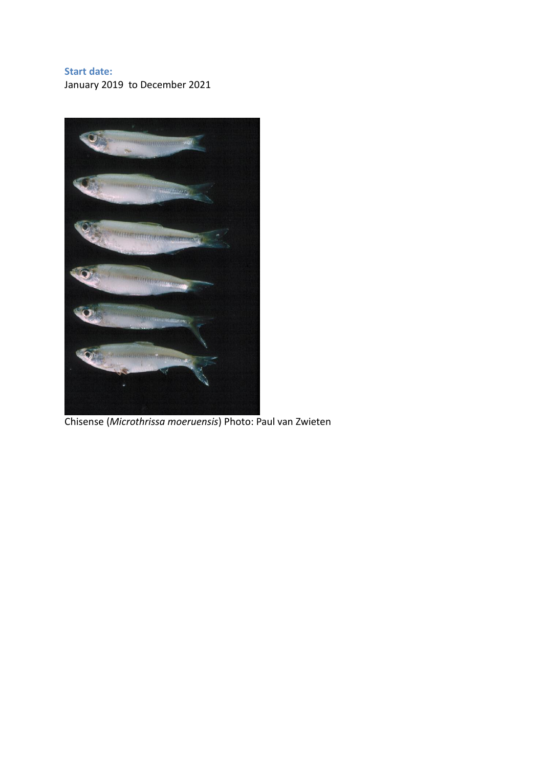**Start date:**
January 2019 to December 2021

Chisense (*Microthrissa moeruensis*) Photo: Paul van Zwieten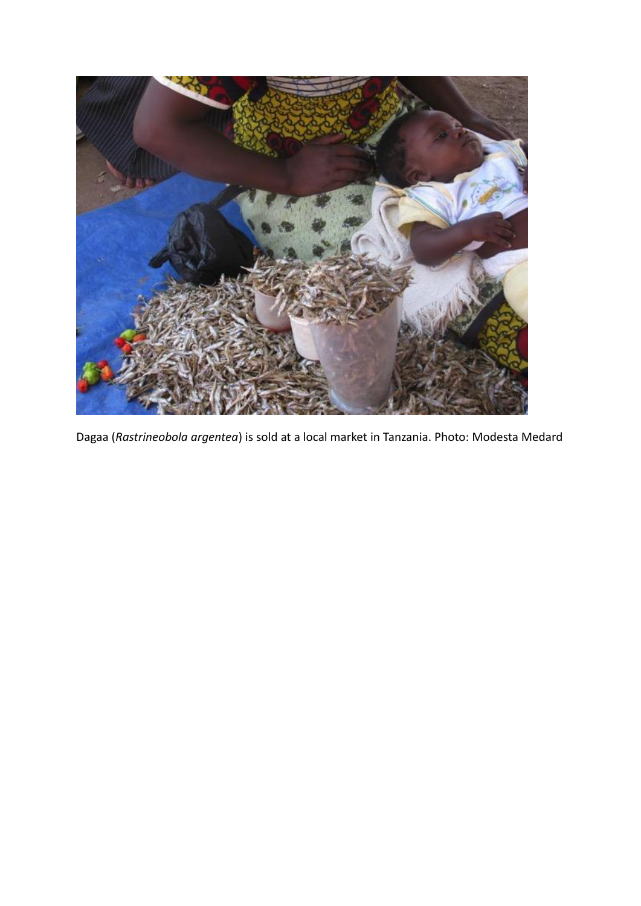Dagaa (*Rastrineobola argentea*) is sold at a local market in Tanzania. Photo: Modesta Medard